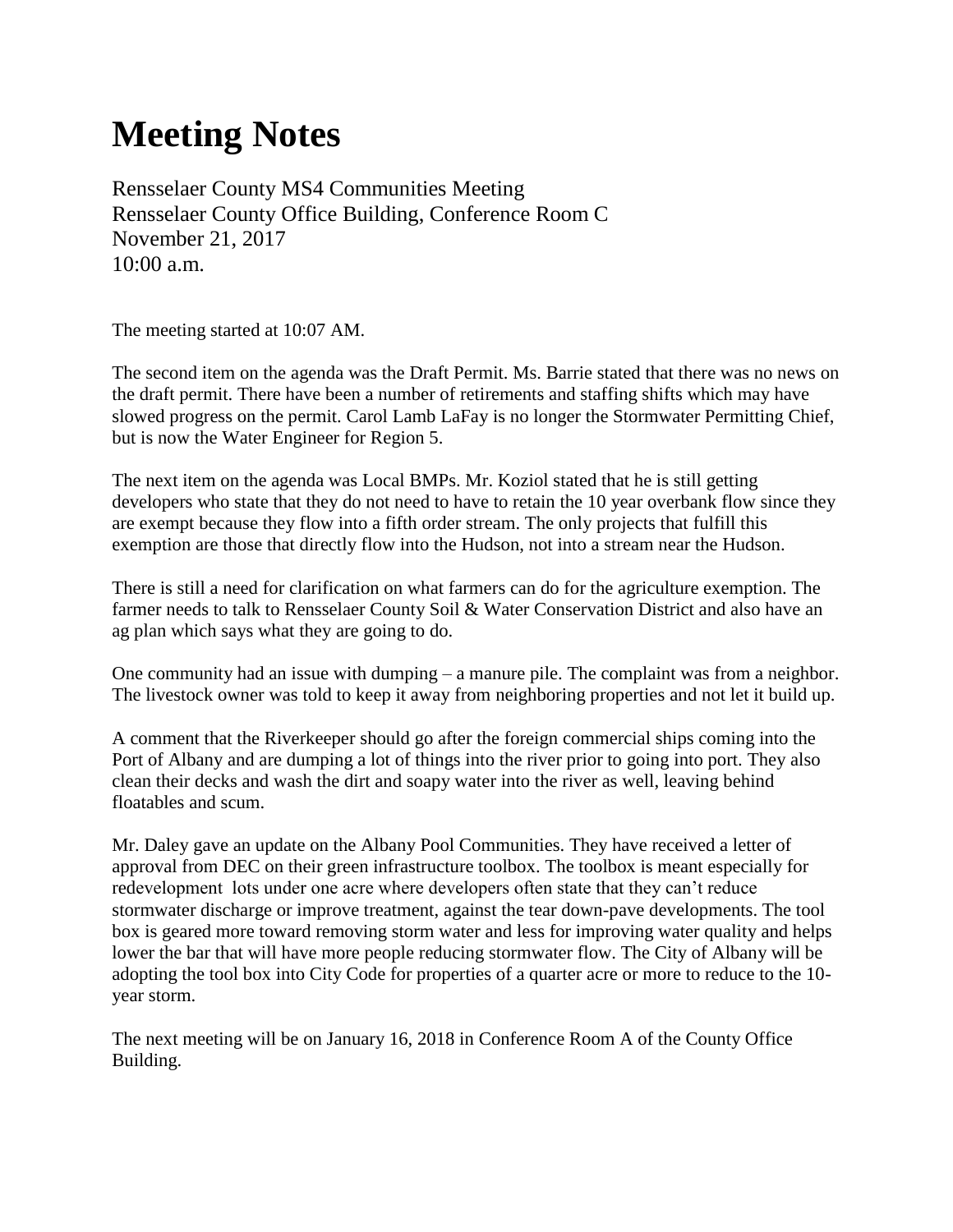# Meeting Notes

Rensselaer County MS4 Communities Meeting
Rensselaer County Office Building, Conference Room C
November 21, 2017
10:00 a.m.

The meeting started at 10:07 AM.

The second item on the agenda was the Draft Permit. Ms. Barrie stated that there was no news on the draft permit. There have been a number of retirements and staffing shifts which may have slowed progress on the permit. Carol Lamb LaFay is no longer the Stormwater Permitting Chief, but is now the Water Engineer for Region 5.

The next item on the agenda was Local BMPs. Mr. Koziol stated that he is still getting developers who state that they do not need to have to retain the 10 year overbank flow since they are exempt because they flow into a fifth order stream. The only projects that fulfill this exemption are those that directly flow into the Hudson, not into a stream near the Hudson.

There is still a need for clarification on what farmers can do for the agriculture exemption. The farmer needs to talk to Rensselaer County Soil & Water Conservation District and also have an ag plan which says what they are going to do.

One community had an issue with dumping – a manure pile. The complaint was from a neighbor. The livestock owner was told to keep it away from neighboring properties and not let it build up.

A comment that the Riverkeeper should go after the foreign commercial ships coming into the Port of Albany and are dumping a lot of things into the river prior to going into port. They also clean their decks and wash the dirt and soapy water into the river as well, leaving behind floatables and scum.

Mr. Daley gave an update on the Albany Pool Communities. They have received a letter of approval from DEC on their green infrastructure toolbox. The toolbox is meant especially for redevelopment lots under one acre where developers often state that they can't reduce stormwater discharge or improve treatment, against the tear down-pave developments. The tool box is geared more toward removing storm water and less for improving water quality and helps lower the bar that will have more people reducing stormwater flow. The City of Albany will be adopting the tool box into City Code for properties of a quarter acre or more to reduce to the 10-year storm.

The next meeting will be on January 16, 2018 in Conference Room A of the County Office Building.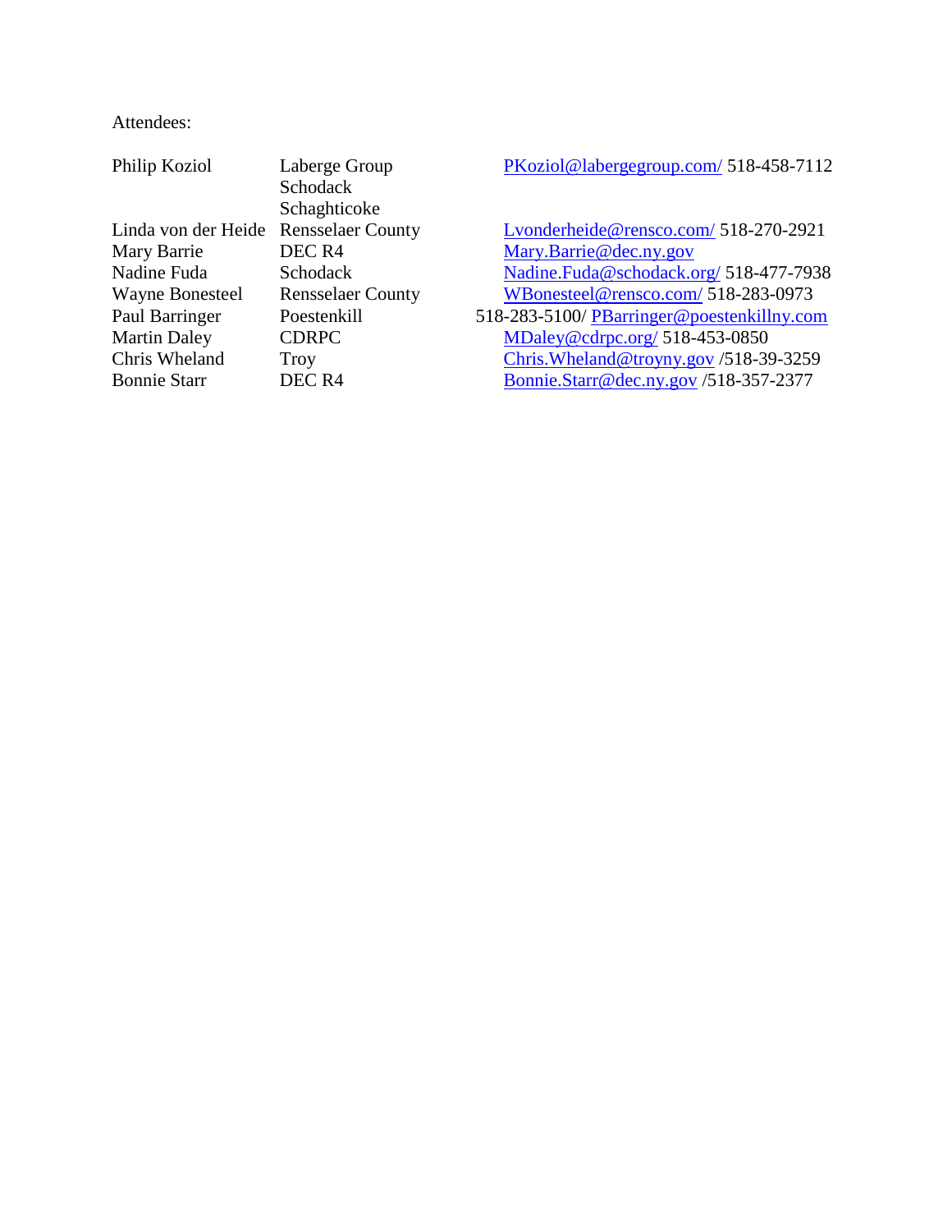Attendees:

| | | |
|---|---|---|
| Philip Koziol | Laberge Group<br>Schodack<br>Schaghticoke | PKoziol@labergegroup.com/ 518-458-7112 |
| Linda von der Heide | Rensselaer County | Lvonderheide@rensco.com/ 518-270-2921 |
| Mary Barrie | DEC R4 | Mary.Barrie@dec.ny.gov |
| Nadine Fuda | Schodack | Nadine.Fuda@schodack.org/ 518-477-7938 |
| Wayne Bonesteel | Rensselaer County | WBonesteel@rensco.com/ 518-283-0973 |
| Paul Barringer | Poestenkill | 518-283-5100/ PBarringer@poestenkillny.com |
| Martin Daley | CDRPC | MDaley@cdrpc.org/ 518-453-0850 |
| Chris Wheland | Troy | Chris.Wheland@troyny.gov /518-39-3259 |
| Bonnie Starr | DEC R4 | Bonnie.Starr@dec.ny.gov /518-357-2377 |